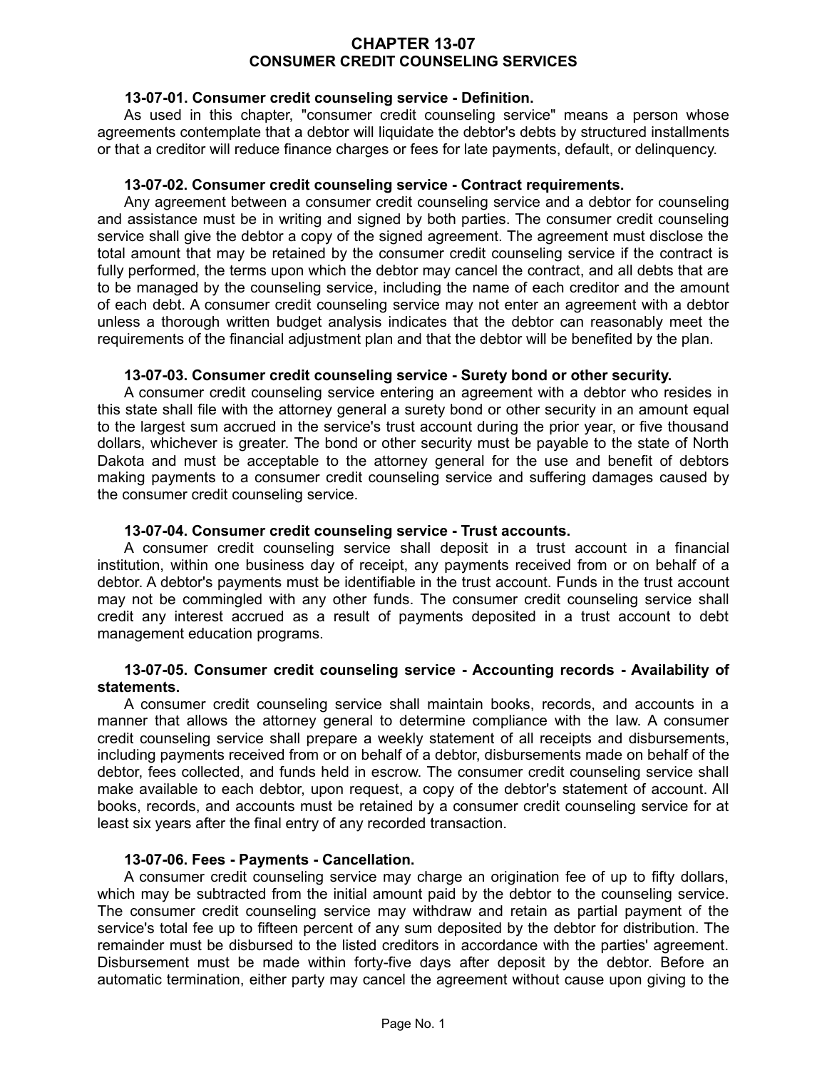# CHAPTER 13-07
# CONSUMER CREDIT COUNSELING SERVICES

**13-07-01. Consumer credit counseling service - Definition.**

As used in this chapter, "consumer credit counseling service" means a person whose agreements contemplate that a debtor will liquidate the debtor's debts by structured installments or that a creditor will reduce finance charges or fees for late payments, default, or delinquency.

**13-07-02. Consumer credit counseling service - Contract requirements.**

Any agreement between a consumer credit counseling service and a debtor for counseling and assistance must be in writing and signed by both parties. The consumer credit counseling service shall give the debtor a copy of the signed agreement. The agreement must disclose the total amount that may be retained by the consumer credit counseling service if the contract is fully performed, the terms upon which the debtor may cancel the contract, and all debts that are to be managed by the counseling service, including the name of each creditor and the amount of each debt. A consumer credit counseling service may not enter an agreement with a debtor unless a thorough written budget analysis indicates that the debtor can reasonably meet the requirements of the financial adjustment plan and that the debtor will be benefited by the plan.

**13-07-03. Consumer credit counseling service - Surety bond or other security.**

A consumer credit counseling service entering an agreement with a debtor who resides in this state shall file with the attorney general a surety bond or other security in an amount equal to the largest sum accrued in the service's trust account during the prior year, or five thousand dollars, whichever is greater. The bond or other security must be payable to the state of North Dakota and must be acceptable to the attorney general for the use and benefit of debtors making payments to a consumer credit counseling service and suffering damages caused by the consumer credit counseling service.

**13-07-04. Consumer credit counseling service - Trust accounts.**

A consumer credit counseling service shall deposit in a trust account in a financial institution, within one business day of receipt, any payments received from or on behalf of a debtor. A debtor's payments must be identifiable in the trust account. Funds in the trust account may not be commingled with any other funds. The consumer credit counseling service shall credit any interest accrued as a result of payments deposited in a trust account to debt management education programs.

**13-07-05. Consumer credit counseling service - Accounting records - Availability of statements.**

A consumer credit counseling service shall maintain books, records, and accounts in a manner that allows the attorney general to determine compliance with the law. A consumer credit counseling service shall prepare a weekly statement of all receipts and disbursements, including payments received from or on behalf of a debtor, disbursements made on behalf of the debtor, fees collected, and funds held in escrow. The consumer credit counseling service shall make available to each debtor, upon request, a copy of the debtor's statement of account. All books, records, and accounts must be retained by a consumer credit counseling service for at least six years after the final entry of any recorded transaction.

**13-07-06. Fees - Payments - Cancellation.**

A consumer credit counseling service may charge an origination fee of up to fifty dollars, which may be subtracted from the initial amount paid by the debtor to the counseling service. The consumer credit counseling service may withdraw and retain as partial payment of the service's total fee up to fifteen percent of any sum deposited by the debtor for distribution. The remainder must be disbursed to the listed creditors in accordance with the parties' agreement. Disbursement must be made within forty-five days after deposit by the debtor. Before an automatic termination, either party may cancel the agreement without cause upon giving to the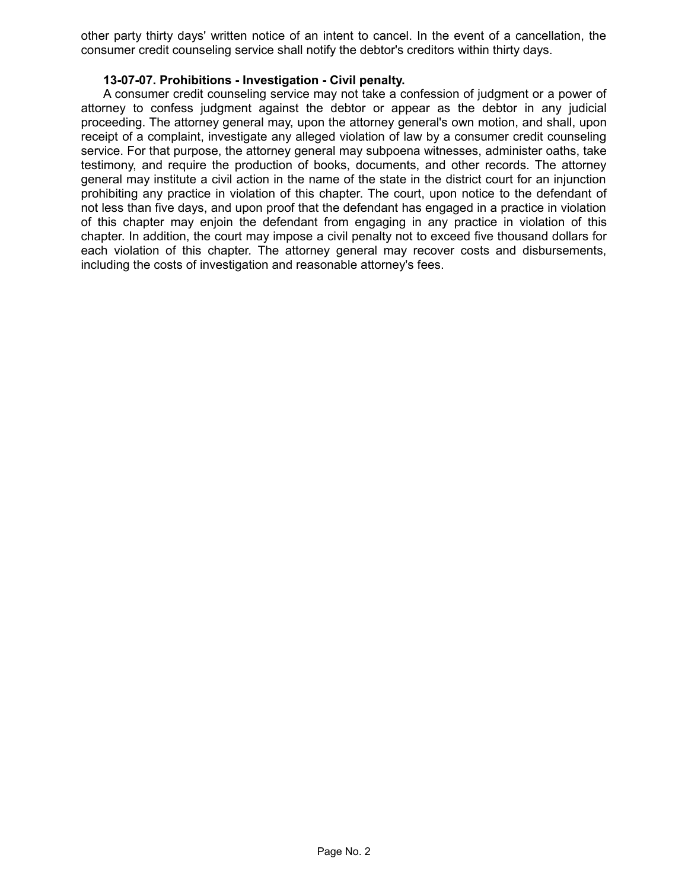other party thirty days' written notice of an intent to cancel. In the event of a cancellation, the consumer credit counseling service shall notify the debtor's creditors within thirty days.

**13-07-07. Prohibitions - Investigation - Civil penalty.**

A consumer credit counseling service may not take a confession of judgment or a power of attorney to confess judgment against the debtor or appear as the debtor in any judicial proceeding. The attorney general may, upon the attorney general's own motion, and shall, upon receipt of a complaint, investigate any alleged violation of law by a consumer credit counseling service. For that purpose, the attorney general may subpoena witnesses, administer oaths, take testimony, and require the production of books, documents, and other records. The attorney general may institute a civil action in the name of the state in the district court for an injunction prohibiting any practice in violation of this chapter. The court, upon notice to the defendant of not less than five days, and upon proof that the defendant has engaged in a practice in violation of this chapter may enjoin the defendant from engaging in any practice in violation of this chapter. In addition, the court may impose a civil penalty not to exceed five thousand dollars for each violation of this chapter. The attorney general may recover costs and disbursements, including the costs of investigation and reasonable attorney's fees.